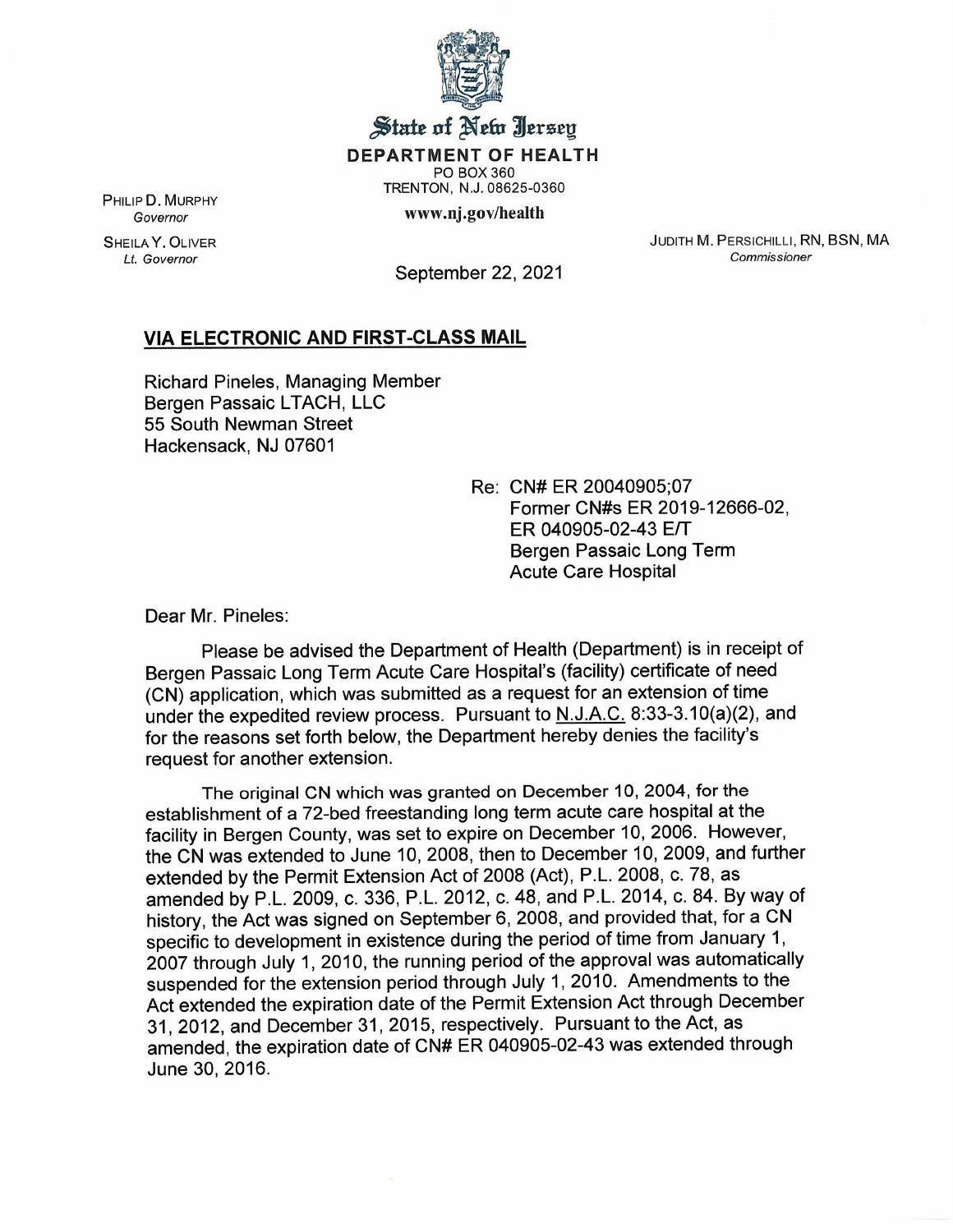State of New Jersey

**DEPARTMENT OF HEALTH**

PO BOX 360
TRENTON, N.J. 08625-0360

www.nj.gov/health

PHILIP D. MURPHY
*Governor*

SHEILA Y. OLIVER
*Lt. Governor*

JUDITH M. PERSICHILLI, RN, BSN, MA
*Commissioner*

September 22, 2021

**VIA ELECTRONIC AND FIRST-CLASS MAIL**

Richard Pineles, Managing Member
Bergen Passaic LTACH, LLC
55 South Newman Street
Hackensack, NJ 07601

Re: CN# ER 20040905;07
Former CN#s ER 2019-12666-02,
ER 040905-02-43 E/T
Bergen Passaic Long Term
Acute Care Hospital

Dear Mr. Pineles:

Please be advised the Department of Health (Department) is in receipt of Bergen Passaic Long Term Acute Care Hospital's (facility) certificate of need (CN) application, which was submitted as a request for an extension of time under the expedited review process. Pursuant to N.J.A.C. 8:33-3.10(a)(2), and for the reasons set forth below, the Department hereby denies the facility's request for another extension.

The original CN which was granted on December 10, 2004, for the establishment of a 72-bed freestanding long term acute care hospital at the facility in Bergen County, was set to expire on December 10, 2006. However, the CN was extended to June 10, 2008, then to December 10, 2009, and further extended by the Permit Extension Act of 2008 (Act), P.L. 2008, c. 78, as amended by P.L. 2009, c. 336, P.L. 2012, c. 48, and P.L. 2014, c. 84. By way of history, the Act was signed on September 6, 2008, and provided that, for a CN specific to development in existence during the period of time from January 1, 2007 through July 1, 2010, the running period of the approval was automatically suspended for the extension period through July 1, 2010. Amendments to the Act extended the expiration date of the Permit Extension Act through December 31, 2012, and December 31, 2015, respectively. Pursuant to the Act, as amended, the expiration date of CN# ER 040905-02-43 was extended through June 30, 2016.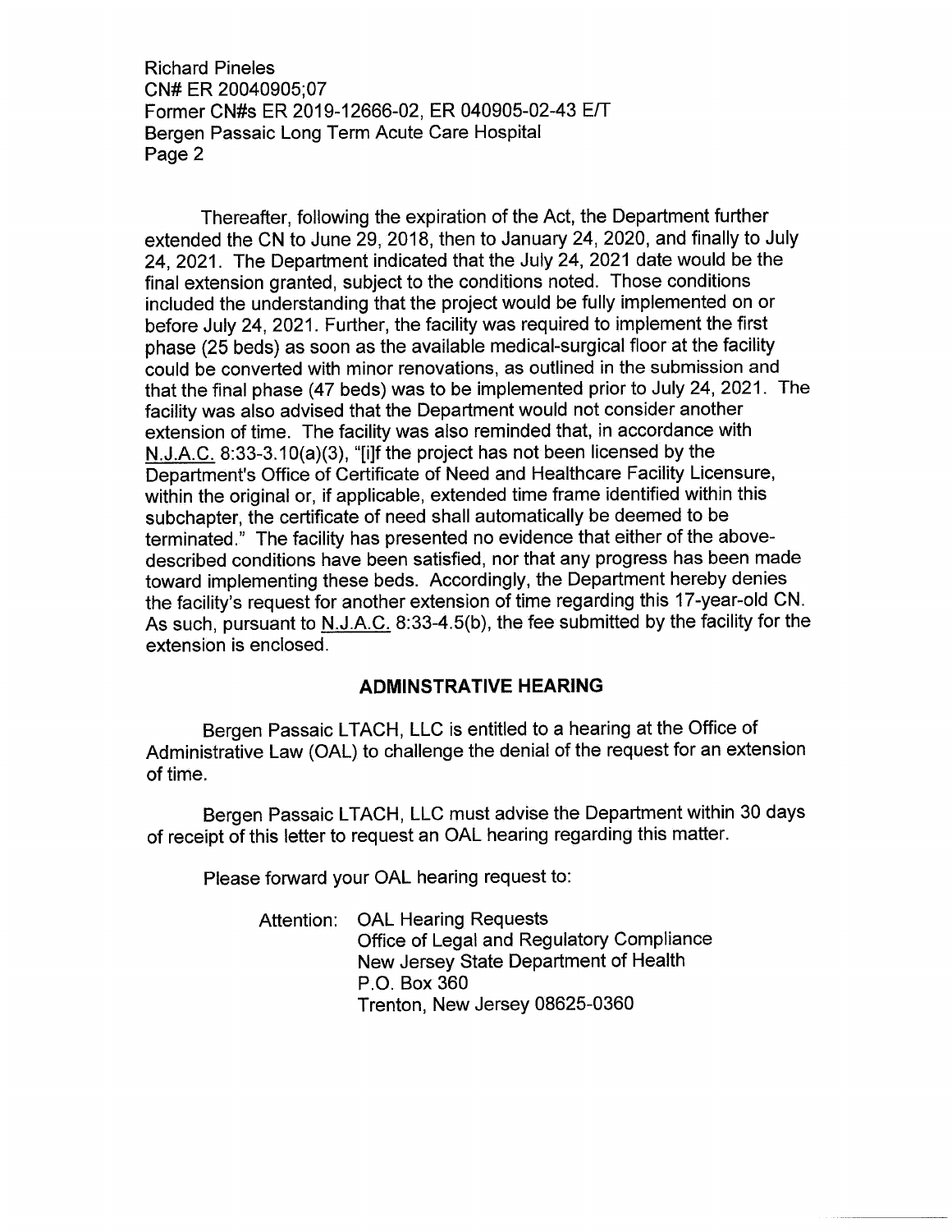Thereafter, following the expiration of the Act, the Department further extended the CN to June 29, 2018, then to January 24, 2020, and finally to July 24, 2021. The Department indicated that the July 24, 2021 date would be the final extension granted, subject to the conditions noted. Those conditions included the understanding that the project would be fully implemented on or before July 24, 2021. Further, the facility was required to implement the first phase (25 beds) as soon as the available medical-surgical floor at the facility could be converted with minor renovations, as outlined in the submission and that the final phase (47 beds) was to be implemented prior to July 24, 2021. The facility was also advised that the Department would not consider another extension of time. The facility was also reminded that, in accordance with N.J.A.C. 8:33-3.10(a)(3), "[i]f the project has not been licensed by the Department's Office of Certificate of Need and Healthcare Facility Licensure, within the original or, if applicable, extended time frame identified within this subchapter, the certificate of need shall automatically be deemed to be terminated." The facility has presented no evidence that either of the above-described conditions have been satisfied, nor that any progress has been made toward implementing these beds. Accordingly, the Department hereby denies the facility's request for another extension of time regarding this 17-year-old CN. As such, pursuant to N.J.A.C. 8:33-4.5(b), the fee submitted by the facility for the extension is enclosed.

## ADMINSTRATIVE HEARING

Bergen Passaic LTACH, LLC is entitled to a hearing at the Office of Administrative Law (OAL) to challenge the denial of the request for an extension of time.

Bergen Passaic LTACH, LLC must advise the Department within 30 days of receipt of this letter to request an OAL hearing regarding this matter.

Please forward your OAL hearing request to:

Attention: OAL Hearing Requests
Office of Legal and Regulatory Compliance
New Jersey State Department of Health
P.O. Box 360
Trenton, New Jersey 08625-0360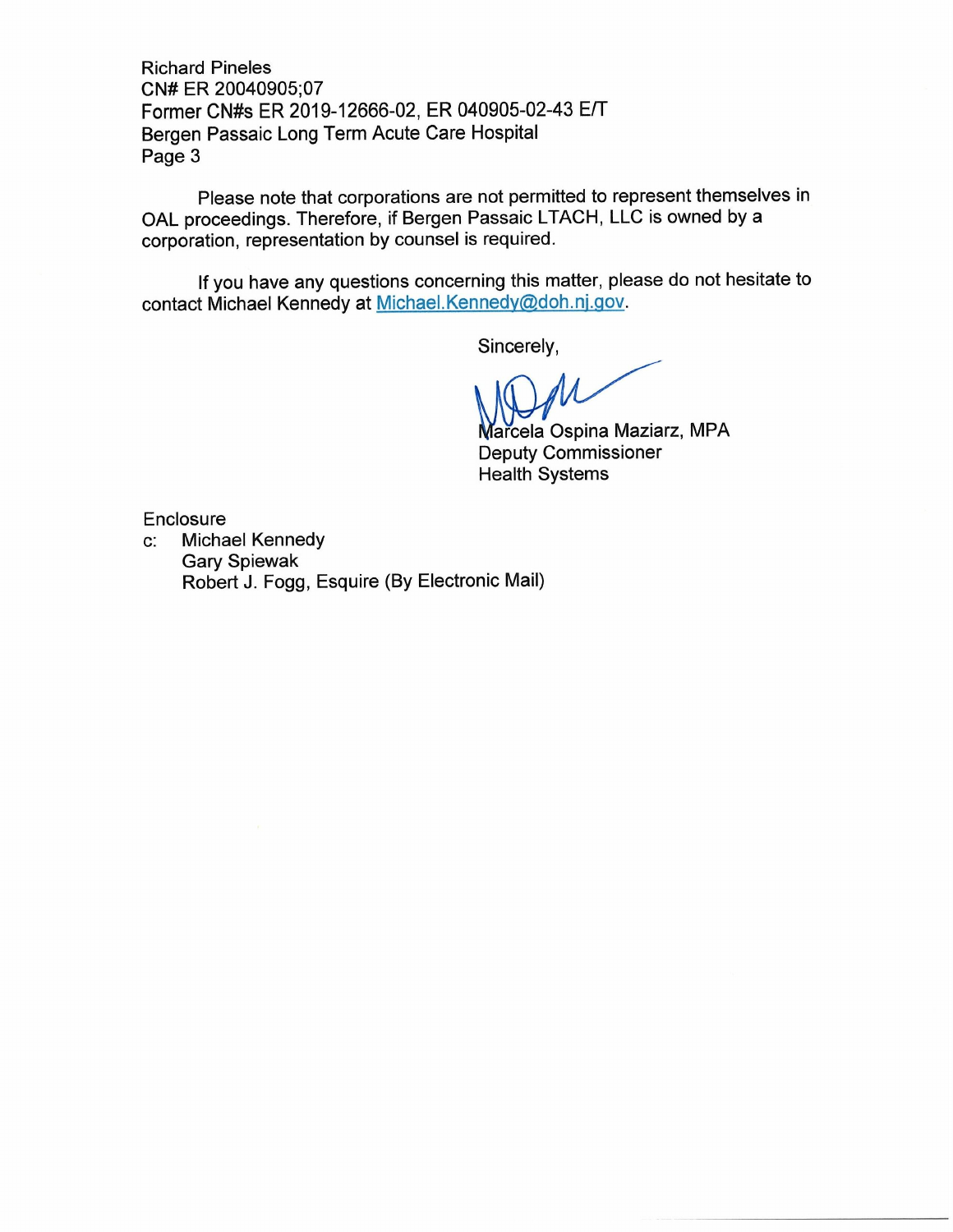Richard Pineles
CN# ER 20040905;07
Former CN#s ER 2019-12666-02, ER 040905-02-43 E/T
Bergen Passaic Long Term Acute Care Hospital
Page 3

Please note that corporations are not permitted to represent themselves in OAL proceedings. Therefore, if Bergen Passaic LTACH, LLC is owned by a corporation, representation by counsel is required.

If you have any questions concerning this matter, please do not hesitate to contact Michael Kennedy at Michael.Kennedy@doh.nj.gov.

Sincerely,

Marcela Ospina Maziarz, MPA
Deputy Commissioner
Health Systems

Enclosure
c: Michael Kennedy
Gary Spiewak
Robert J. Fogg, Esquire (By Electronic Mail)